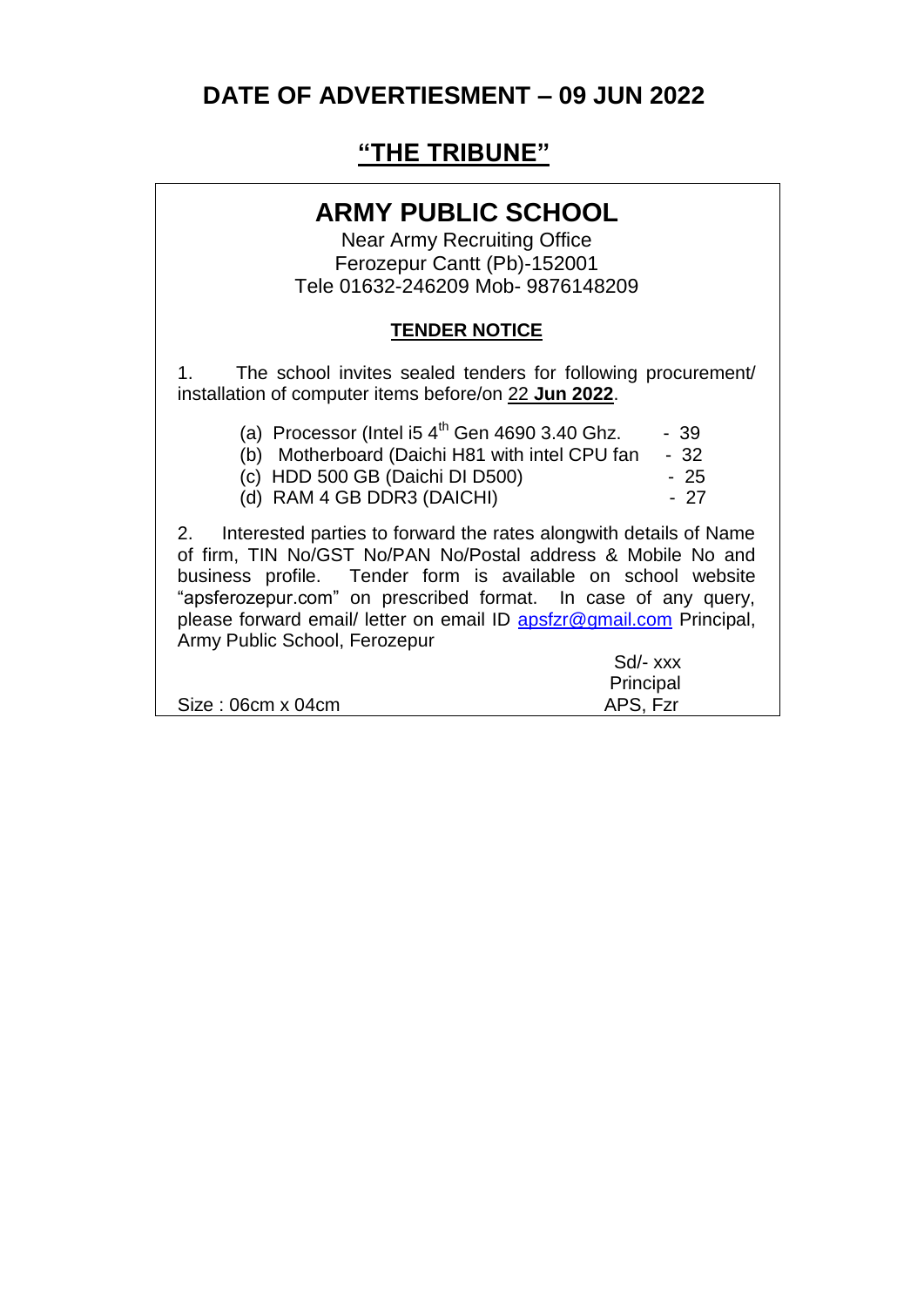# DATE OF ADVERTIESMENT – 09 JUN 2022

## "THE TRIBUNE"

## ARMY PUBLIC SCHOOL

Near Army Recruiting Office
Ferozepur Cantt (Pb)-152001
Tele 01632-246209 Mob- 9876148209

### TENDER NOTICE

1. The school invites sealed tenders for following procurement/ installation of computer items before/on 22 **Jun 2022**.

(a) Processor (Intel i5 4th Gen 4690 3.40 Ghz. - 39
(b) Motherboard (Daichi H81 with intel CPU fan - 32
(c) HDD 500 GB (Daichi DI D500) - 25
(d) RAM 4 GB DDR3 (DAICHI) - 27

2. Interested parties to forward the rates alongwith details of Name of firm, TIN No/GST No/PAN No/Postal address & Mobile No and business profile. Tender form is available on school website "apsferozepur.com" on prescribed format. In case of any query, please forward email/ letter on email ID apsfzr@gmail.com Principal, Army Public School, Ferozepur

Sd/- xxx
Principal
APS, Fzr

Size : 06cm x 04cm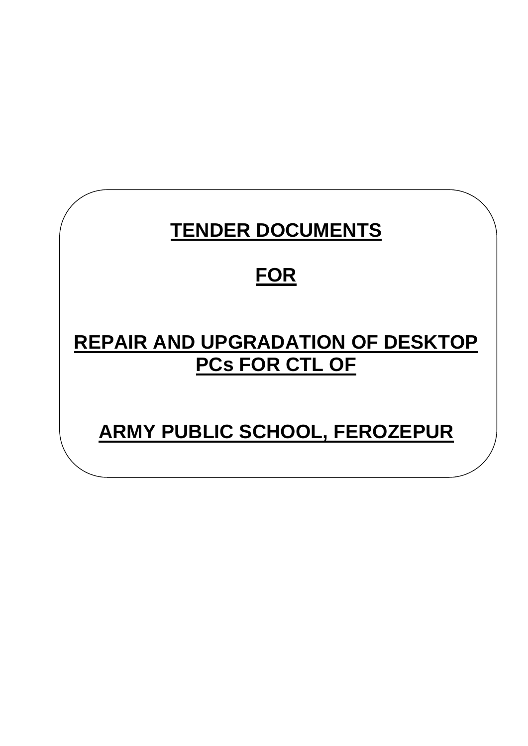# TENDER DOCUMENTS

# FOR

# REPAIR AND UPGRADATION OF DESKTOP PCs FOR CTL OF

# ARMY PUBLIC SCHOOL, FEROZEPUR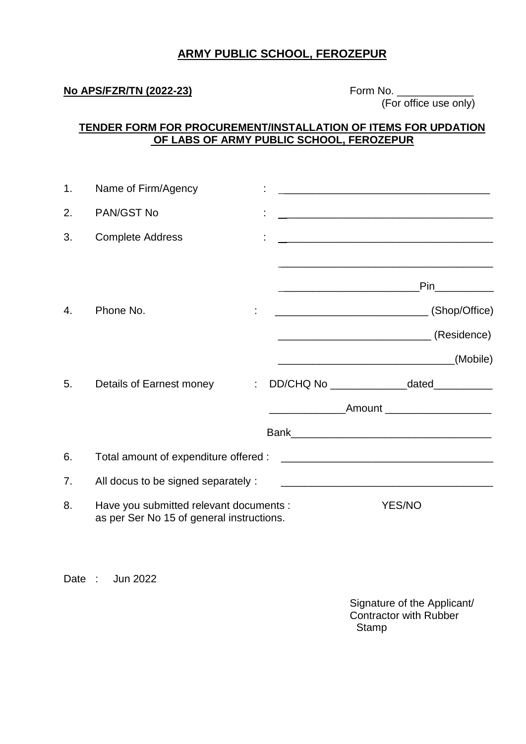## ARMY PUBLIC SCHOOL, FEROZEPUR

**No APS/FZR/TN (2022-23)**

Form No. _____________
(For office use only)

**TENDER FORM FOR PROCUREMENT/INSTALLATION OF ITEMS FOR UPDATION OF LABS OF ARMY PUBLIC SCHOOL, FEROZEPUR**

1. Name of Firm/Agency : ___________________________________

2. PAN/GST No : ___________________________________

3. Complete Address : ___________________________________

   ___________________________________

   _______________________Pin__________

4. Phone No. : _________________________ (Shop/Office)

   _________________________ (Residence)

   _____________________________(Mobile)

5. Details of Earnest money : DD/CHQ No _____________dated__________

   _____________Amount __________________

   Bank__________________________________

6. Total amount of expenditure offered : ___________________________________

7. All docus to be signed separately : ___________________________________

8. Have you submitted relevant documents : as per Ser No 15 of general instructions. YES/NO

Date : Jun 2022

Signature of the Applicant/
Contractor with Rubber
Stamp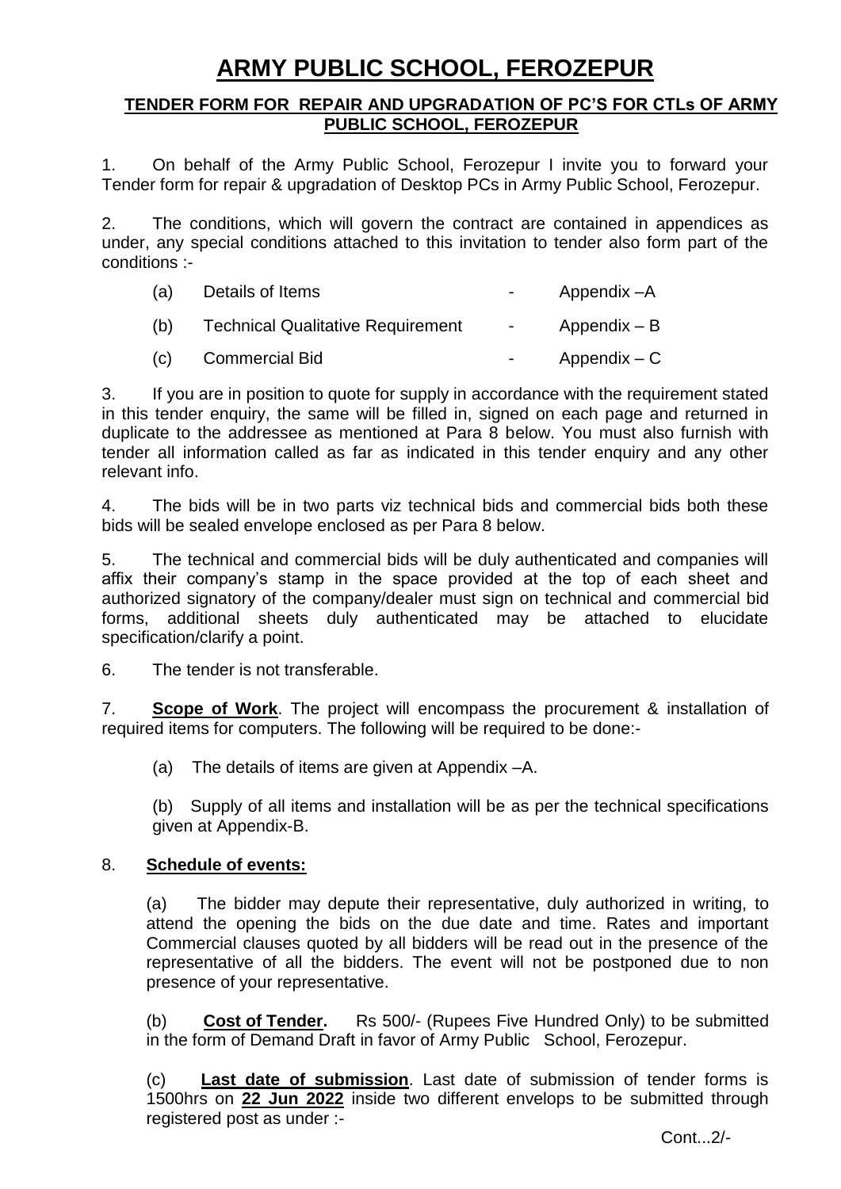# ARMY PUBLIC SCHOOL, FEROZEPUR

**TENDER FORM FOR REPAIR AND UPGRADATION OF PC'S FOR CTLs OF ARMY PUBLIC SCHOOL, FEROZEPUR**

1. On behalf of the Army Public School, Ferozepur I invite you to forward your Tender form for repair & upgradation of Desktop PCs in Army Public School, Ferozepur.

2. The conditions, which will govern the contract are contained in appendices as under, any special conditions attached to this invitation to tender also form part of the conditions :-

(a) Details of Items - Appendix –A

(b) Technical Qualitative Requirement - Appendix – B

(c) Commercial Bid - Appendix – C

3. If you are in position to quote for supply in accordance with the requirement stated in this tender enquiry, the same will be filled in, signed on each page and returned in duplicate to the addressee as mentioned at Para 8 below. You must also furnish with tender all information called as far as indicated in this tender enquiry and any other relevant info.

4. The bids will be in two parts viz technical bids and commercial bids both these bids will be sealed envelope enclosed as per Para 8 below.

5. The technical and commercial bids will be duly authenticated and companies will affix their company's stamp in the space provided at the top of each sheet and authorized signatory of the company/dealer must sign on technical and commercial bid forms, additional sheets duly authenticated may be attached to elucidate specification/clarify a point.

6. The tender is not transferable.

7. **Scope of Work**. The project will encompass the procurement & installation of required items for computers. The following will be required to be done:-

(a) The details of items are given at Appendix –A.

(b) Supply of all items and installation will be as per the technical specifications given at Appendix-B.

8. **Schedule of events:**

(a) The bidder may depute their representative, duly authorized in writing, to attend the opening the bids on the due date and time. Rates and important Commercial clauses quoted by all bidders will be read out in the presence of the representative of all the bidders. The event will not be postponed due to non presence of your representative.

(b) **Cost of Tender.** Rs 500/- (Rupees Five Hundred Only) to be submitted in the form of Demand Draft in favor of Army Public School, Ferozepur.

(c) **Last date of submission**. Last date of submission of tender forms is 1500hrs on **22 Jun 2022** inside two different envelops to be submitted through registered post as under :-

Cont...2/-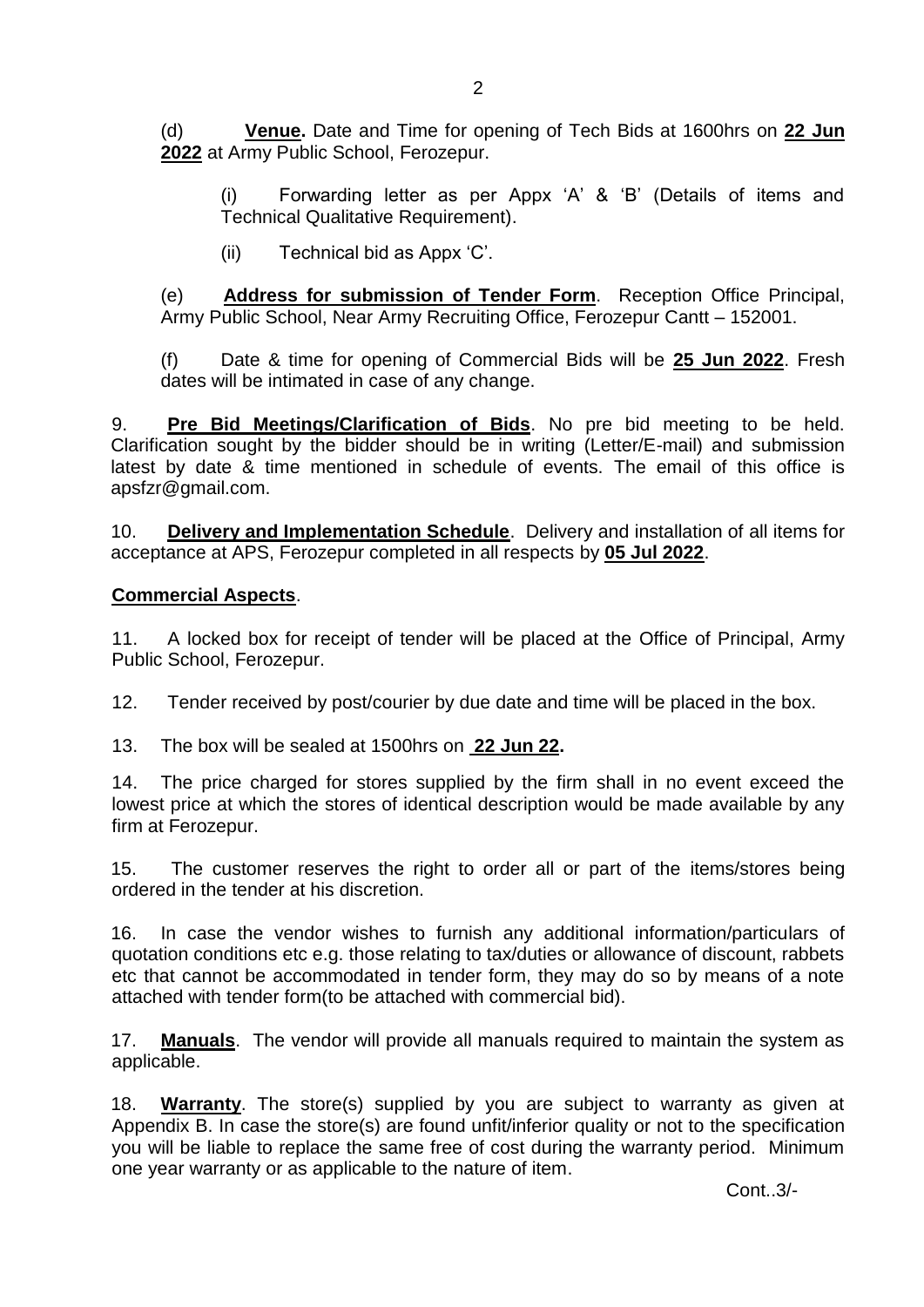(d) **Venue.** Date and Time for opening of Tech Bids at 1600hrs on **22 Jun 2022** at Army Public School, Ferozepur.

(i) Forwarding letter as per Appx 'A' & 'B' (Details of items and Technical Qualitative Requirement).

(ii) Technical bid as Appx 'C'.

(e) **Address for submission of Tender Form**. Reception Office Principal, Army Public School, Near Army Recruiting Office, Ferozepur Cantt – 152001.

(f) Date & time for opening of Commercial Bids will be **25 Jun 2022**. Fresh dates will be intimated in case of any change.

9. **Pre Bid Meetings/Clarification of Bids**. No pre bid meeting to be held. Clarification sought by the bidder should be in writing (Letter/E-mail) and submission latest by date & time mentioned in schedule of events. The email of this office is apsfzr@gmail.com.

10. **Delivery and Implementation Schedule**. Delivery and installation of all items for acceptance at APS, Ferozepur completed in all respects by **05 Jul 2022**.

**Commercial Aspects**.

11. A locked box for receipt of tender will be placed at the Office of Principal, Army Public School, Ferozepur.

12. Tender received by post/courier by due date and time will be placed in the box.

13. The box will be sealed at 1500hrs on **22 Jun 22.**

14. The price charged for stores supplied by the firm shall in no event exceed the lowest price at which the stores of identical description would be made available by any firm at Ferozepur.

15. The customer reserves the right to order all or part of the items/stores being ordered in the tender at his discretion.

16. In case the vendor wishes to furnish any additional information/particulars of quotation conditions etc e.g. those relating to tax/duties or allowance of discount, rabbets etc that cannot be accommodated in tender form, they may do so by means of a note attached with tender form(to be attached with commercial bid).

17. **Manuals**. The vendor will provide all manuals required to maintain the system as applicable.

18. **Warranty**. The store(s) supplied by you are subject to warranty as given at Appendix B. In case the store(s) are found unfit/inferior quality or not to the specification you will be liable to replace the same free of cost during the warranty period. Minimum one year warranty or as applicable to the nature of item.

Cont..3/-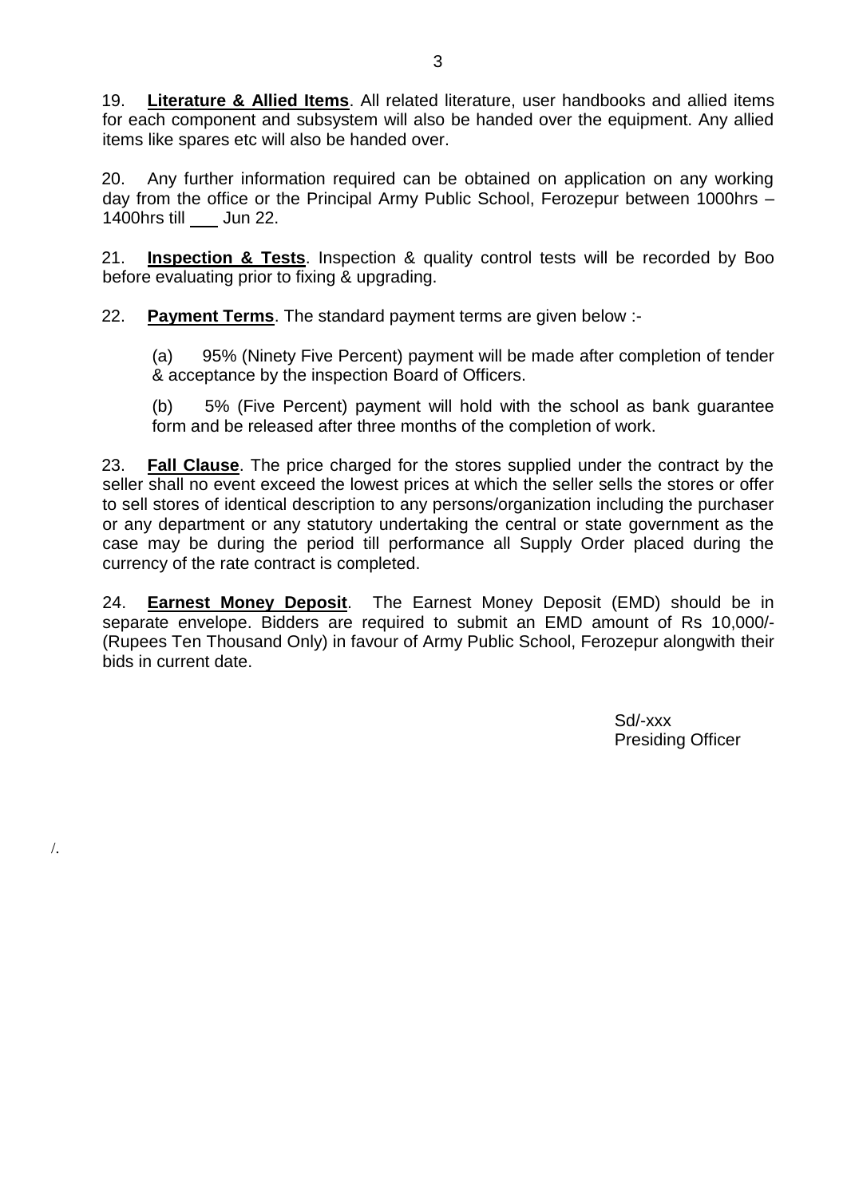19. **Literature & Allied Items**. All related literature, user handbooks and allied items for each component and subsystem will also be handed over the equipment. Any allied items like spares etc will also be handed over.

20. Any further information required can be obtained on application on any working day from the office or the Principal Army Public School, Ferozepur between 1000hrs – 1400hrs till ___ Jun 22.

21. **Inspection & Tests**. Inspection & quality control tests will be recorded by Boo before evaluating prior to fixing & upgrading.

22. **Payment Terms**. The standard payment terms are given below :-

(a) 95% (Ninety Five Percent) payment will be made after completion of tender & acceptance by the inspection Board of Officers.

(b) 5% (Five Percent) payment will hold with the school as bank guarantee form and be released after three months of the completion of work.

23. **Fall Clause**. The price charged for the stores supplied under the contract by the seller shall no event exceed the lowest prices at which the seller sells the stores or offer to sell stores of identical description to any persons/organization including the purchaser or any department or any statutory undertaking the central or state government as the case may be during the period till performance all Supply Order placed during the currency of the rate contract is completed.

24. **Earnest Money Deposit**. The Earnest Money Deposit (EMD) should be in separate envelope. Bidders are required to submit an EMD amount of Rs 10,000/- (Rupees Ten Thousand Only) in favour of Army Public School, Ferozepur alongwith their bids in current date.

Sd/-xxx
Presiding Officer

/.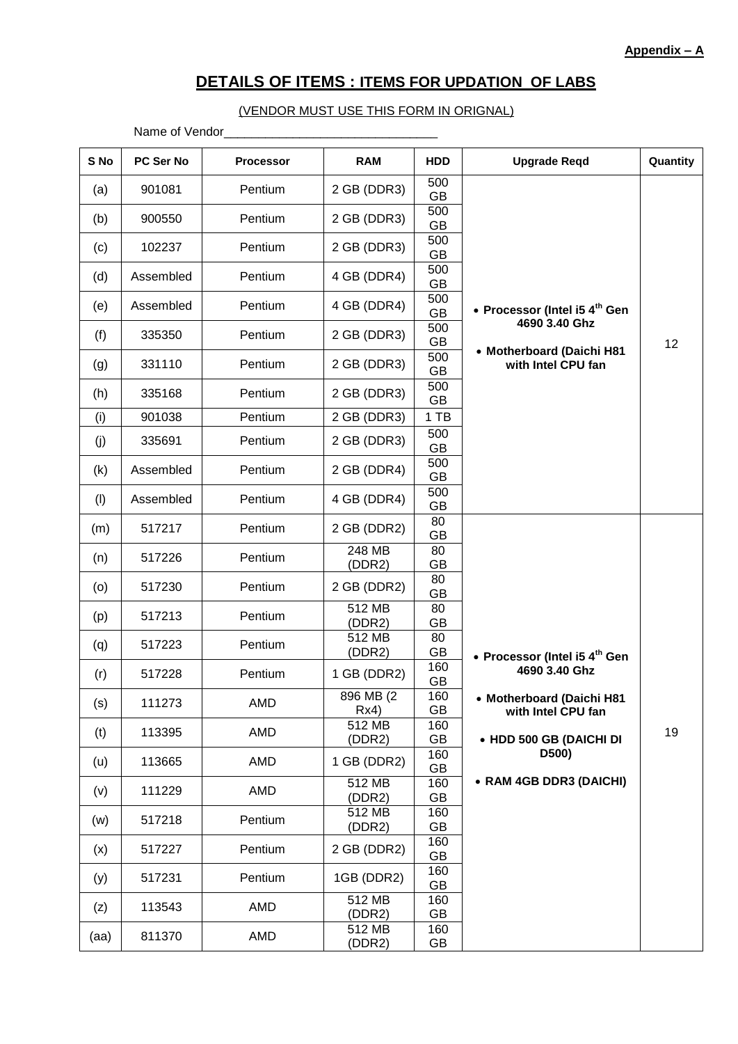**Appendix – A**

# DETAILS OF ITEMS : ITEMS FOR UPDATION OF LABS

(VENDOR MUST USE THIS FORM IN ORIGNAL)

Name of Vendor_______________________________

| S No | PC Ser No | Processor | RAM | HDD | Upgrade Reqd | Quantity |
|---|---|---|---|---|---|---|
| (a) | 901081 | Pentium | 2 GB (DDR3) | 500 GB | • **Processor (Intel i5 4th Gen 4690 3.40 Ghz**<br>• **Motherboard (Daichi H81 with Intel CPU fan** | 12 |
| (b) | 900550 | Pentium | 2 GB (DDR3) | 500 GB | | |
| (c) | 102237 | Pentium | 2 GB (DDR3) | 500 GB | | |
| (d) | Assembled | Pentium | 4 GB (DDR4) | 500 GB | | |
| (e) | Assembled | Pentium | 4 GB (DDR4) | 500 GB | | |
| (f) | 335350 | Pentium | 2 GB (DDR3) | 500 GB | | |
| (g) | 331110 | Pentium | 2 GB (DDR3) | 500 GB | | |
| (h) | 335168 | Pentium | 2 GB (DDR3) | 500 GB | | |
| (i) | 901038 | Pentium | 2 GB (DDR3) | 1 TB | | |
| (j) | 335691 | Pentium | 2 GB (DDR3) | 500 GB | | |
| (k) | Assembled | Pentium | 2 GB (DDR4) | 500 GB | | |
| (l) | Assembled | Pentium | 4 GB (DDR4) | 500 GB | | |
| (m) | 517217 | Pentium | 2 GB (DDR2) | 80 GB | • **Processor (Intel i5 4th Gen 4690 3.40 Ghz**<br>• **Motherboard (Daichi H81 with Intel CPU fan**<br>• **HDD 500 GB (DAICHI DI D500)**<br>• **RAM 4GB DDR3 (DAICHI)** | 19 |
| (n) | 517226 | Pentium | 248 MB (DDR2) | 80 GB | | |
| (o) | 517230 | Pentium | 2 GB (DDR2) | 80 GB | | |
| (p) | 517213 | Pentium | 512 MB (DDR2) | 80 GB | | |
| (q) | 517223 | Pentium | 512 MB (DDR2) | 80 GB | | |
| (r) | 517228 | Pentium | 1 GB (DDR2) | 160 GB | | |
| (s) | 111273 | AMD | 896 MB (2 Rx4) | 160 GB | | |
| (t) | 113395 | AMD | 512 MB (DDR2) | 160 GB | | |
| (u) | 113665 | AMD | 1 GB (DDR2) | 160 GB | | |
| (v) | 111229 | AMD | 512 MB (DDR2) | 160 GB | | |
| (w) | 517218 | Pentium | 512 MB (DDR2) | 160 GB | | |
| (x) | 517227 | Pentium | 2 GB (DDR2) | 160 GB | | |
| (y) | 517231 | Pentium | 1GB (DDR2) | 160 GB | | |
| (z) | 113543 | AMD | 512 MB (DDR2) | 160 GB | | |
| (aa) | 811370 | AMD | 512 MB (DDR2) | 160 GB | | |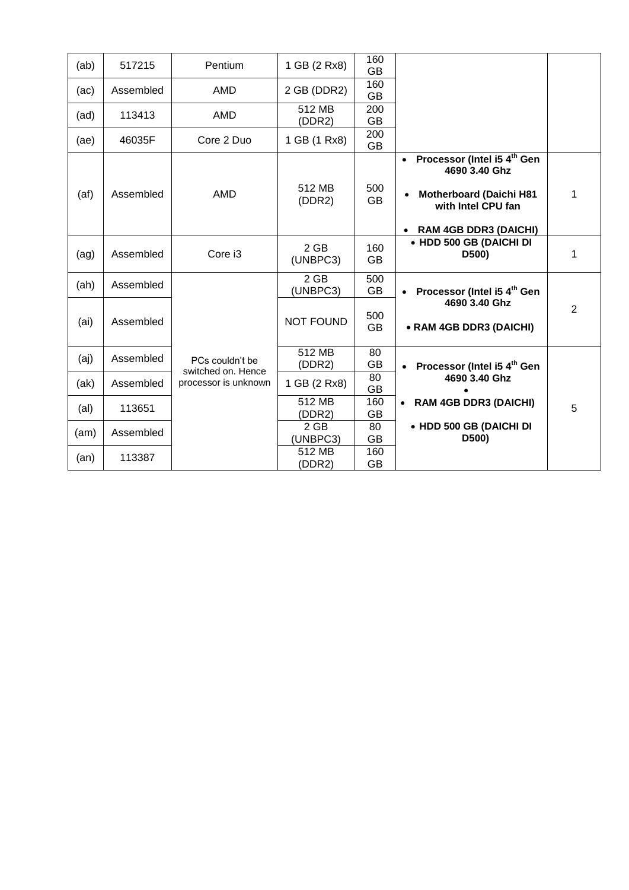| | | | | | | |
|---|---|---|---|---|---|---|
| (ab) | 517215 | Pentium | 1 GB (2 Rx8) | 160 GB | | |
| (ac) | Assembled | AMD | 2 GB (DDR2) | 160 GB | | |
| (ad) | 113413 | AMD | 512 MB (DDR2) | 200 GB | | |
| (ae) | 46035F | Core 2 Duo | 1 GB (1 Rx8) | 200 GB | | |
| (af) | Assembled | AMD | 512 MB (DDR2) | 500 GB | • **Processor (Intel i5 4[th] Gen 4690 3.40 Ghz** • **Motherboard (Daichi H81 with Intel CPU fan** • **RAM 4GB DDR3 (DAICHI)** | 1 |
| (ag) | Assembled | Core i3 | 2 GB (UNBPC3) | 160 GB | • **HDD 500 GB (DAICHI DI D500)** | 1 |
| (ah) | Assembled | PCs couldn't be switched on. Hence processor is unknown | 2 GB (UNBPC3) | 500 GB | • **Processor (Intel i5 4[th] Gen 4690 3.40 Ghz** • **RAM 4GB DDR3 (DAICHI)** | 2 |
| (ai) | Assembled | | NOT FOUND | 500 GB | | |
| (aj) | Assembled | | 512 MB (DDR2) | 80 GB | • **Processor (Intel i5 4[th] Gen 4690 3.40 Ghz** • **RAM 4GB DDR3 (DAICHI)** • **HDD 500 GB (DAICHI DI D500)** | 5 |
| (ak) | Assembled | | 1 GB (2 Rx8) | 80 GB | | |
| (al) | 113651 | | 512 MB (DDR2) | 160 GB | | |
| (am) | Assembled | | 2 GB (UNBPC3) | 80 GB | | |
| (an) | 113387 | | 512 MB (DDR2) | 160 GB | | |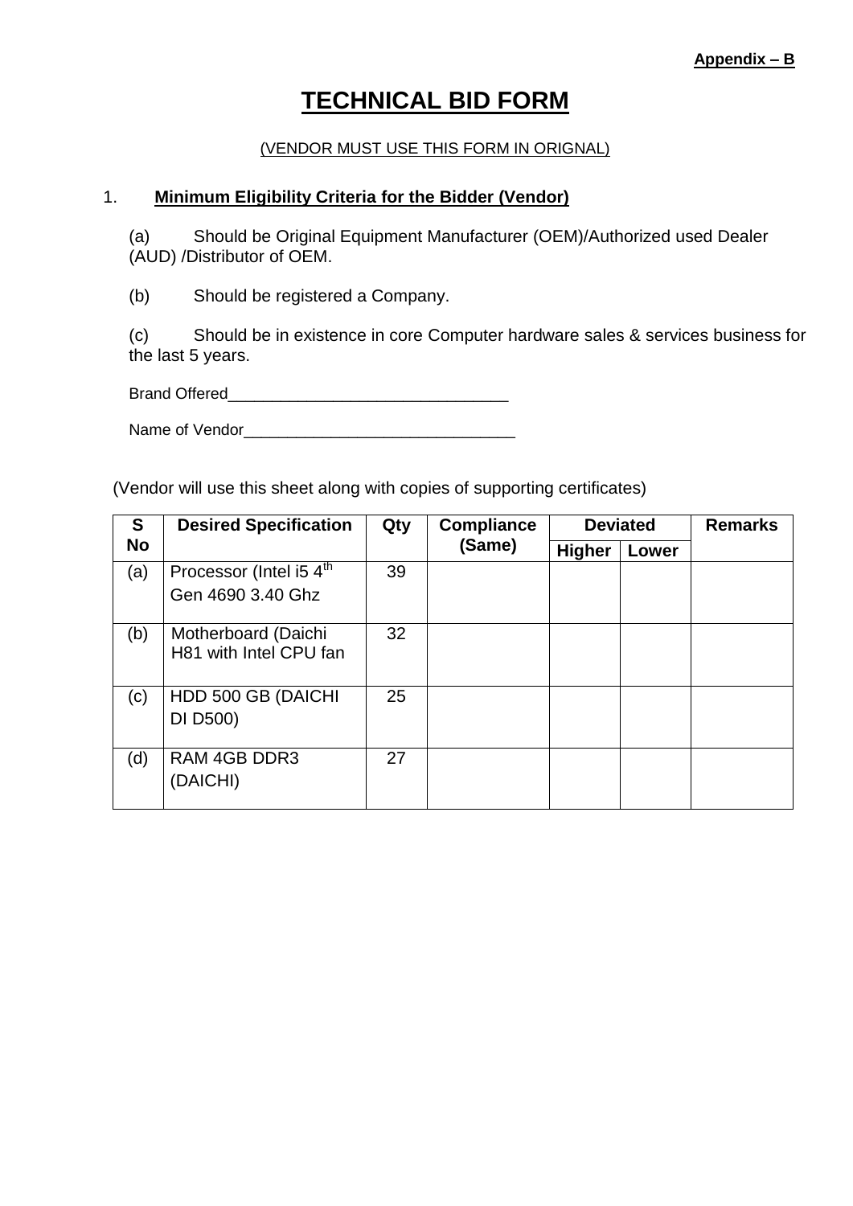**Appendix – B**

# TECHNICAL BID FORM

(VENDOR MUST USE THIS FORM IN ORIGNAL)

1. **Minimum Eligibility Criteria for the Bidder (Vendor)**

   (a) Should be Original Equipment Manufacturer (OEM)/Authorized used Dealer (AUD) /Distributor of OEM.

   (b) Should be registered a Company.

   (c) Should be in existence in core Computer hardware sales & services business for the last 5 years.

   Brand Offered_________________________________

   Name of Vendor________________________________

(Vendor will use this sheet along with copies of supporting certificates)

| S No | Desired Specification | Qty | Compliance (Same) | Deviated | | Remarks |
|---|---|---|---|---|---|---|
| | | | | Higher | Lower | |
| (a) | Processor (Intel i5 4th Gen 4690 3.40 Ghz | 39 | | | | |
| (b) | Motherboard (Daichi H81 with Intel CPU fan | 32 | | | | |
| (c) | HDD 500 GB (DAICHI DI D500) | 25 | | | | |
| (d) | RAM 4GB DDR3 (DAICHI) | 27 | | | | |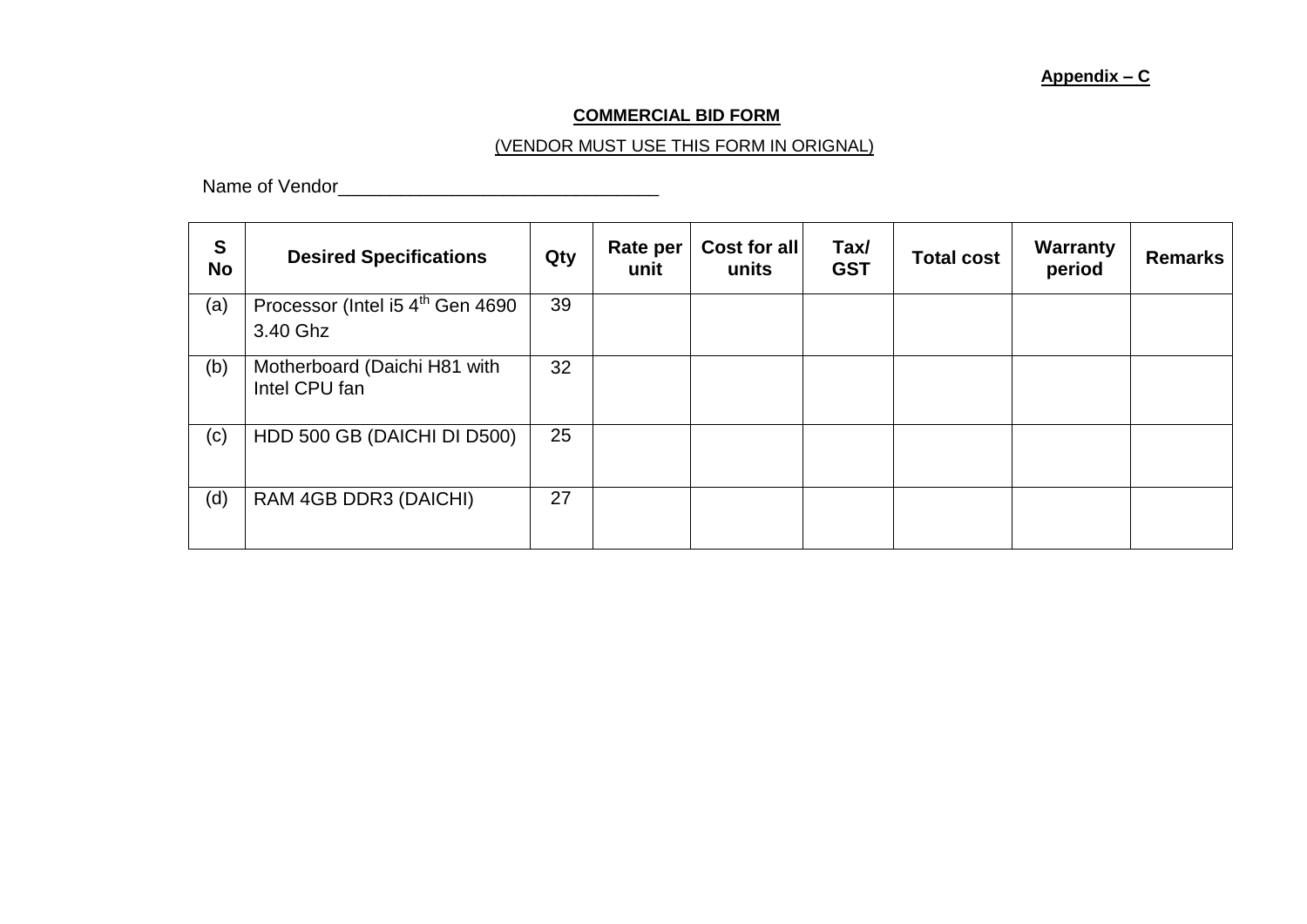**Appendix – C**

**COMMERCIAL BID FORM**

(VENDOR MUST USE THIS FORM IN ORIGNAL)

Name of Vendor_______________________________

| S No | Desired Specifications | Qty | Rate per unit | Cost for all units | Tax/ GST | Total cost | Warranty period | Remarks |
|---|---|---|---|---|---|---|---|---|
| (a) | Processor (Intel i5 4th Gen 4690 3.40 Ghz | 39 | | | | | | |
| (b) | Motherboard (Daichi H81 with Intel CPU fan | 32 | | | | | | |
| (c) | HDD 500 GB (DAICHI DI D500) | 25 | | | | | | |
| (d) | RAM 4GB DDR3 (DAICHI) | 27 | | | | | | |